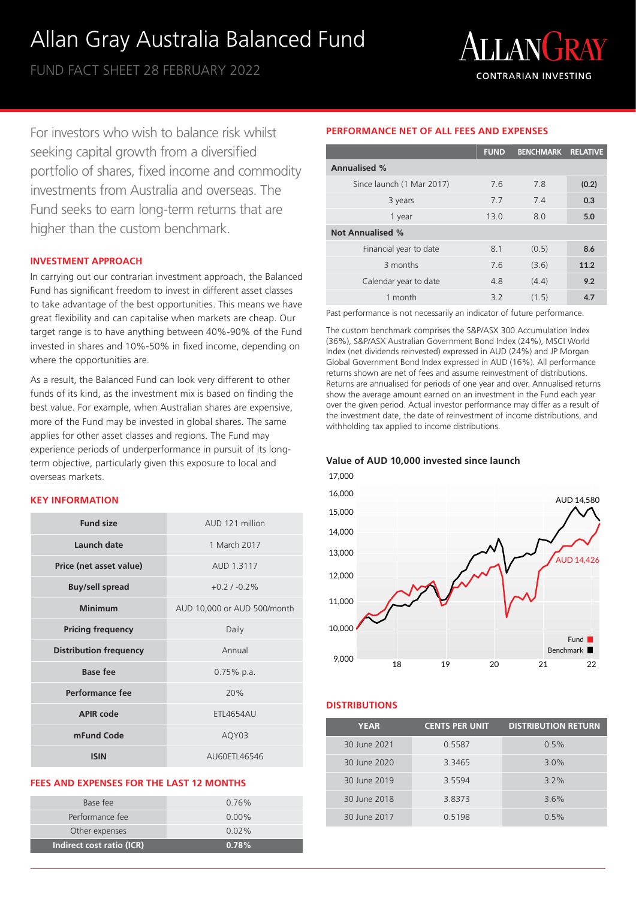# Allan Gray Australia Balanced Fund

FUND FACT SHEET 28 FEBRUARY 2022

ALLANGRAY
CONTRARIAN INVESTING

For investors who wish to balance risk whilst seeking capital growth from a diversified portfolio of shares, fixed income and commodity investments from Australia and overseas. The Fund seeks to earn long-term returns that are higher than the custom benchmark.

## INVESTMENT APPROACH

In carrying out our contrarian investment approach, the Balanced Fund has significant freedom to invest in different asset classes to take advantage of the best opportunities. This means we have great flexibility and can capitalise when markets are cheap. Our target range is to have anything between 40%-90% of the Fund invested in shares and 10%-50% in fixed income, depending on where the opportunities are.

As a result, the Balanced Fund can look very different to other funds of its kind, as the investment mix is based on finding the best value. For example, when Australian shares are expensive, more of the Fund may be invested in global shares. The same applies for other asset classes and regions. The Fund may experience periods of underperformance in pursuit of its long-term objective, particularly given this exposure to local and overseas markets.

## KEY INFORMATION

| | |
|---|---|
| **Fund size** | AUD 121 million |
| **Launch date** | 1 March 2017 |
| **Price (net asset value)** | AUD 1.3117 |
| **Buy/sell spread** | +0.2 / -0.2% |
| **Minimum** | AUD 10,000 or AUD 500/month |
| **Pricing frequency** | Daily |
| **Distribution frequency** | Annual |
| **Base fee** | 0.75% p.a. |
| **Performance fee** | 20% |
| **APIR code** | ETL4654AU |
| **mFund Code** | AQY03 |
| **ISIN** | AU60ETL46546 |

## FEES AND EXPENSES FOR THE LAST 12 MONTHS

| | |
|---|---|
| Base fee | 0.76% |
| Performance fee | 0.00% |
| Other expenses | 0.02% |
| **Indirect cost ratio (ICR)** | **0.78%** |

## PERFORMANCE NET OF ALL FEES AND EXPENSES

| | FUND | BENCHMARK | RELATIVE |
|---|---|---|---|
| **Annualised %** | | | |
| Since launch (1 Mar 2017) | 7.6 | 7.8 | **(0.2)** |
| 3 years | 7.7 | 7.4 | **0.3** |
| 1 year | 13.0 | 8.0 | **5.0** |
| **Not Annualised %** | | | |
| Financial year to date | 8.1 | (0.5) | **8.6** |
| 3 months | 7.6 | (3.6) | **11.2** |
| Calendar year to date | 4.8 | (4.4) | **9.2** |
| 1 month | 3.2 | (1.5) | **4.7** |

Past performance is not necessarily an indicator of future performance.

The custom benchmark comprises the S&P/ASX 300 Accumulation Index (36%), S&P/ASX Australian Government Bond Index (24%), MSCI World Index (net dividends reinvested) expressed in AUD (24%) and JP Morgan Global Government Bond Index expressed in AUD (16%). All performance returns shown are net of fees and assume reinvestment of distributions. Returns are annualised for periods of one year and over. Annualised returns show the average amount earned on an investment in the Fund each year over the given period. Actual investor performance may differ as a result of the investment date, the date of reinvestment of income distributions, and withholding tax applied to income distributions.

### Value of AUD 10,000 invested since launch

Fund: AUD 14,426; Benchmark: AUD 14,580

## DISTRIBUTIONS

| YEAR | CENTS PER UNIT | DISTRIBUTION RETURN |
|---|---|---|
| 30 June 2021 | 0.5587 | 0.5% |
| 30 June 2020 | 3.3465 | 3.0% |
| 30 June 2019 | 3.5594 | 3.2% |
| 30 June 2018 | 3.8373 | 3.6% |
| 30 June 2017 | 0.5198 | 0.5% |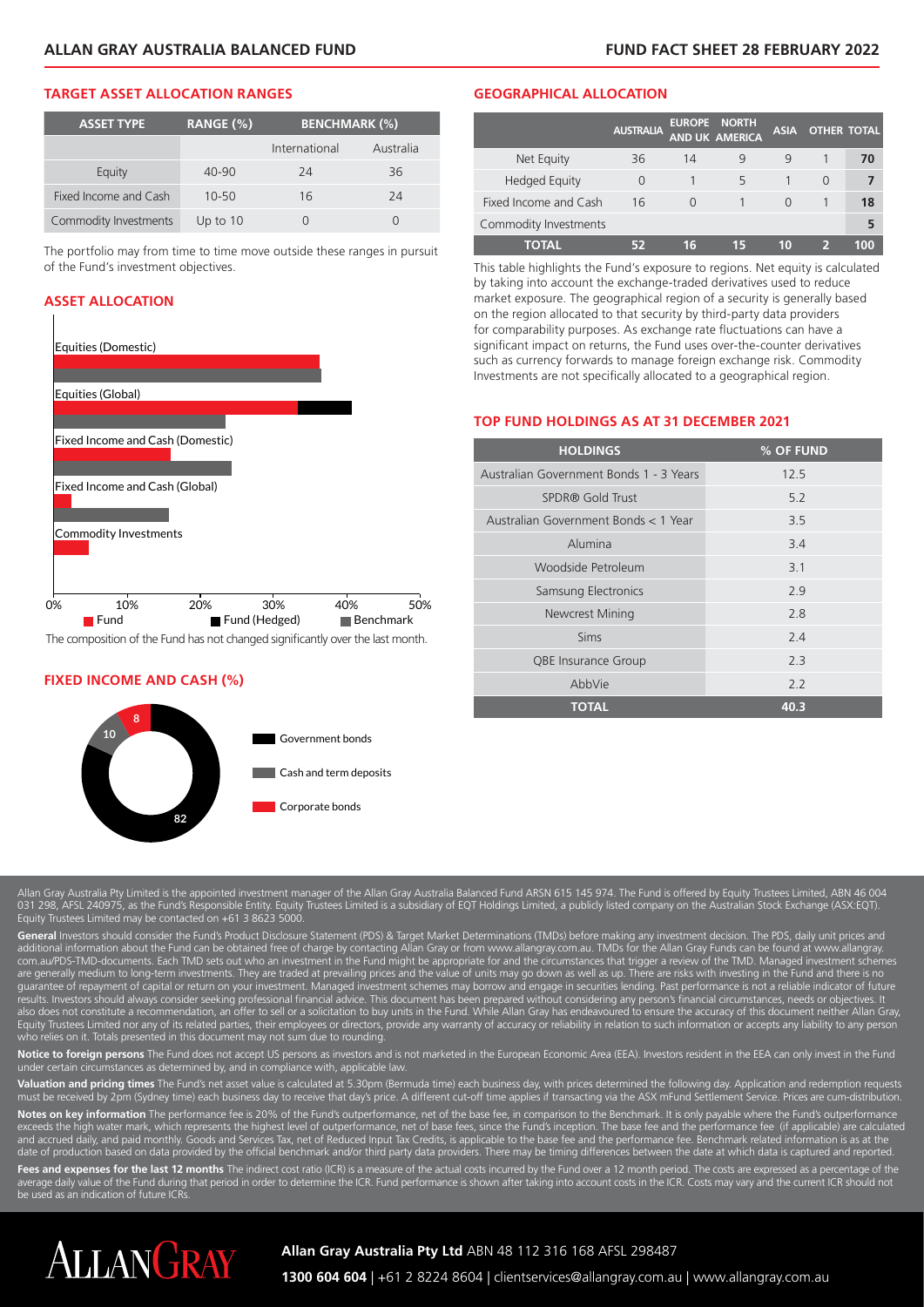## TARGET ASSET ALLOCATION RANGES

| ASSET TYPE | RANGE (%) | BENCHMARK (%) | |
|---|---|---|---|
| | | International | Australia |
| Equity | 40-90 | 24 | 36 |
| Fixed Income and Cash | 10-50 | 16 | 24 |
| Commodity Investments | Up to 10 | 0 | 0 |

The portfolio may from time to time move outside these ranges in pursuit of the Fund's investment objectives.

## ASSET ALLOCATION

Equities (Domestic)

Equities (Global)

Fixed Income and Cash (Domestic)

Fixed Income and Cash (Global)

Commodity Investments

0% 10% 20% 30% 40% 50%

Fund | Fund (Hedged) | Benchmark

The composition of the Fund has not changed significantly over the last month.

## FIXED INCOME AND CASH (%)

82 | 10 | 8

Government bonds

Cash and term deposits

Corporate bonds

## GEOGRAPHICAL ALLOCATION

| | AUSTRALIA | EUROPE AND UK | NORTH AMERICA | ASIA | OTHER | TOTAL |
|---|---|---|---|---|---|---|
| Net Equity | 36 | 14 | 9 | 9 | 1 | **70** |
| Hedged Equity | 0 | 1 | 5 | 1 | 0 | **7** |
| Fixed Income and Cash | 16 | 0 | 1 | 0 | 1 | **18** |
| Commodity Investments | | | | | | **5** |
| **TOTAL** | **52** | **16** | **15** | **10** | **2** | **100** |

This table highlights the Fund's exposure to regions. Net equity is calculated by taking into account the exchange-traded derivatives used to reduce market exposure. The geographical region of a security is generally based on the region allocated to that security by third-party data providers for comparability purposes. As exchange rate fluctuations can have a significant impact on returns, the Fund uses over-the-counter derivatives such as currency forwards to manage foreign exchange risk. Commodity Investments are not specifically allocated to a geographical region.

## TOP FUND HOLDINGS AS AT 31 DECEMBER 2021

| HOLDINGS | % OF FUND |
|---|---|
| Australian Government Bonds 1 - 3 Years | 12.5 |
| SPDR® Gold Trust | 5.2 |
| Australian Government Bonds < 1 Year | 3.5 |
| Alumina | 3.4 |
| Woodside Petroleum | 3.1 |
| Samsung Electronics | 2.9 |
| Newcrest Mining | 2.8 |
| Sims | 2.4 |
| QBE Insurance Group | 2.3 |
| AbbVie | 2.2 |
| **TOTAL** | **40.3** |

Allan Gray Australia Pty Limited is the appointed investment manager of the Allan Gray Australia Balanced Fund ARSN 615 145 974. The Fund is offered by Equity Trustees Limited, ABN 46 004 031 298, AFSL 240975, as the Fund's Responsible Entity. Equity Trustees Limited is a subsidiary of EQT Holdings Limited, a publicly listed company on the Australian Stock Exchange (ASX:EQT). Equity Trustees Limited may be contacted on +61 3 8623 5000.

**General** Investors should consider the Fund's Product Disclosure Statement (PDS) & Target Market Determinations (TMDs) before making any investment decision. The PDS, daily unit prices and additional information about the Fund can be obtained free of charge by contacting Allan Gray or from www.allangray.com.au. TMDs for the Allan Gray Funds can be found at www.allangray.com.au/PDS-TMD-documents. Each TMD sets out who an investment in the Fund might be appropriate for and the circumstances that trigger a review of the TMD. Managed investment schemes are generally medium to long-term investments. They are traded at prevailing prices and the value of units may go down as well as up. There are risks with investing in the Fund and there is no guarantee of repayment of capital or return on your investment. Managed investment schemes may borrow and engage in securities lending. Past performance is not a reliable indicator of future results. Investors should always consider seeking professional financial advice. This document has been prepared without considering any person's financial circumstances, needs or objectives. It also does not constitute a recommendation, an offer to sell or a solicitation to buy units in the Fund. While Allan Gray has endeavoured to ensure the accuracy of this document neither Allan Gray, Equity Trustees Limited nor any of its related parties, their employees or directors, provide any warranty of accuracy or reliability in relation to such information or accepts any liability to any person who relies on it. Totals presented in this document may not sum due to rounding.

**Notice to foreign persons** The Fund does not accept US persons as investors and is not marketed in the European Economic Area (EEA). Investors resident in the EEA can only invest in the Fund under certain circumstances as determined by, and in compliance with, applicable law.

**Valuation and pricing times** The Fund's net asset value is calculated at 5.30pm (Bermuda time) each business day, with prices determined the following day. Application and redemption requests must be received by 2pm (Sydney time) each business day to receive that day's price. A different cut-off time applies if transacting via the ASX mFund Settlement Service. Prices are cum-distribution.

**Notes on key information** The performance fee is 20% of the Fund's outperformance, net of the base fee, in comparison to the Benchmark. It is only payable where the Fund's outperformance exceeds the high water mark, which represents the highest level of outperformance, net of base fees, since the Fund's inception. The base fee and the performance fee (if applicable) are calculated and accrued daily, and paid monthly. Goods and Services Tax, net of Reduced Input Tax Credits, is applicable to the base fee and the performance fee. Benchmark related information is as at the date of production based on data provided by the official benchmark and/or third party data providers. There may be timing differences between the date at which data is captured and reported.

**Fees and expenses for the last 12 months** The indirect cost ratio (ICR) is a measure of the actual costs incurred by the Fund over a 12 month period. The costs are expressed as a percentage of the average daily value of the Fund during that period in order to determine the ICR. Fund performance is shown after taking into account costs in the ICR. Costs may vary and the current ICR should not be used as an indication of future ICRs.

ALLANGRAY

**Allan Gray Australia Pty Ltd** ABN 48 112 316 168 AFSL 298487

**1300 604 604** | +61 2 8224 8604 | clientservices@allangray.com.au | www.allangray.com.au